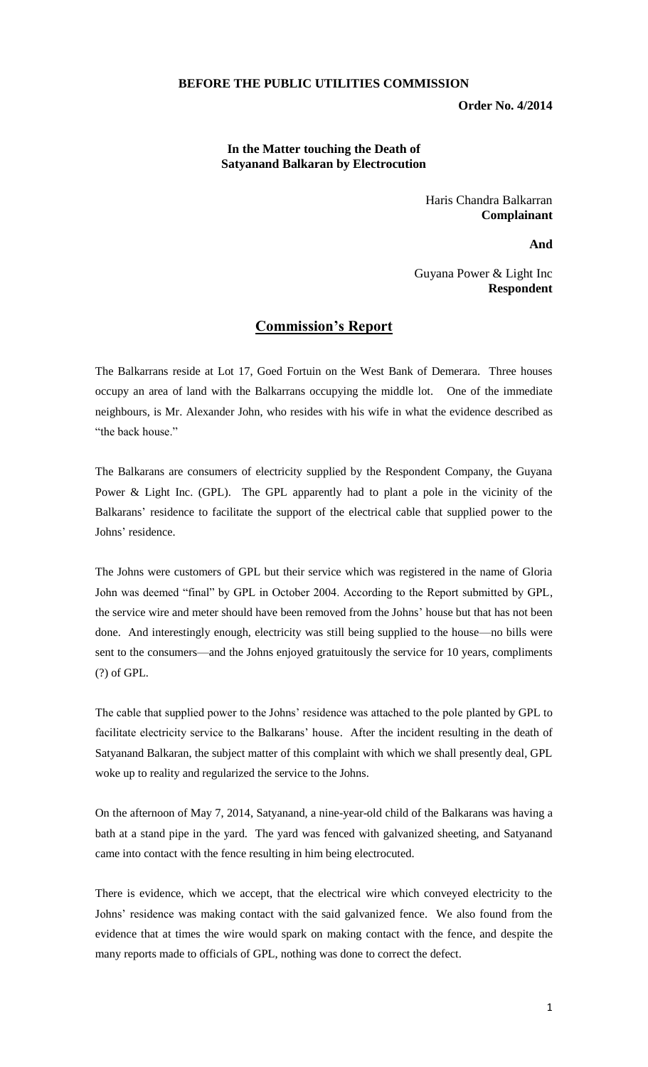**BEFORE THE PUBLIC UTILITIES COMMISSION**

**Order No. 4/2014**

**In the Matter touching the Death of Satyanand Balkaran by Electrocution**

Haris Chandra Balkarran
**Complainant**

**And**

Guyana Power & Light Inc
**Respondent**

## Commission's Report

The Balkarrans reside at Lot 17, Goed Fortuin on the West Bank of Demerara. Three houses occupy an area of land with the Balkarrans occupying the middle lot. One of the immediate neighbours, is Mr. Alexander John, who resides with his wife in what the evidence described as "the back house."

The Balkarans are consumers of electricity supplied by the Respondent Company, the Guyana Power & Light Inc. (GPL). The GPL apparently had to plant a pole in the vicinity of the Balkarans' residence to facilitate the support of the electrical cable that supplied power to the Johns' residence.

The Johns were customers of GPL but their service which was registered in the name of Gloria John was deemed "final" by GPL in October 2004. According to the Report submitted by GPL, the service wire and meter should have been removed from the Johns' house but that has not been done. And interestingly enough, electricity was still being supplied to the house—no bills were sent to the consumers—and the Johns enjoyed gratuitously the service for 10 years, compliments (?) of GPL.

The cable that supplied power to the Johns' residence was attached to the pole planted by GPL to facilitate electricity service to the Balkarans' house. After the incident resulting in the death of Satyanand Balkaran, the subject matter of this complaint with which we shall presently deal, GPL woke up to reality and regularized the service to the Johns.

On the afternoon of May 7, 2014, Satyanand, a nine-year-old child of the Balkarans was having a bath at a stand pipe in the yard. The yard was fenced with galvanized sheeting, and Satyanand came into contact with the fence resulting in him being electrocuted.

There is evidence, which we accept, that the electrical wire which conveyed electricity to the Johns' residence was making contact with the said galvanized fence. We also found from the evidence that at times the wire would spark on making contact with the fence, and despite the many reports made to officials of GPL, nothing was done to correct the defect.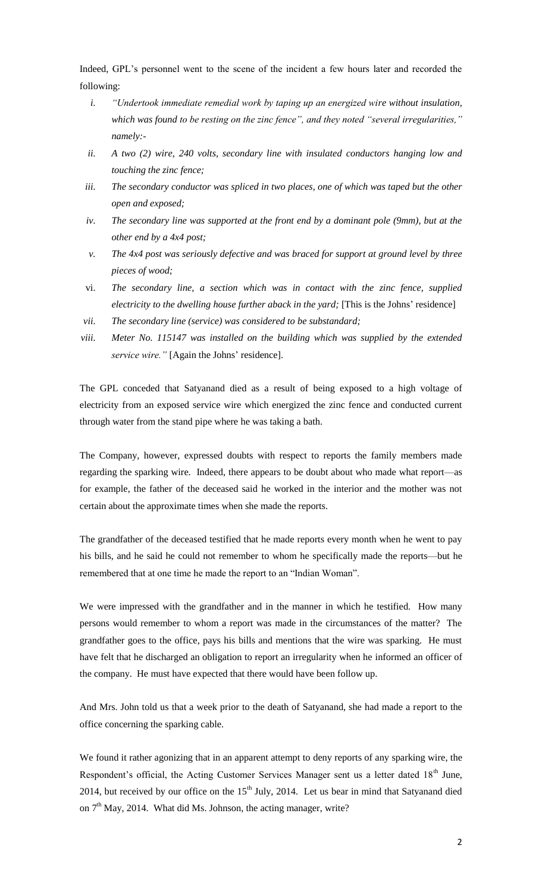Indeed, GPL's personnel went to the scene of the incident a few hours later and recorded the following:

i. *"Undertook immediate remedial work by taping up an energized wire without insulation, which was found to be resting on the zinc fence", and they noted "several irregularities," namely:-*

ii. *A two (2) wire, 240 volts, secondary line with insulated conductors hanging low and touching the zinc fence;*

iii. *The secondary conductor was spliced in two places, one of which was taped but the other open and exposed;*

iv. *The secondary line was supported at the front end by a dominant pole (9mm), but at the other end by a 4x4 post;*

v. *The 4x4 post was seriously defective and was braced for support at ground level by three pieces of wood;*

vi. *The secondary line, a section which was in contact with the zinc fence, supplied electricity to the dwelling house further aback in the yard;* [This is the Johns' residence]

vii. *The secondary line (service) was considered to be substandard;*

viii. *Meter No. 115147 was installed on the building which was supplied by the extended service wire."* [Again the Johns' residence].

The GPL conceded that Satyanand died as a result of being exposed to a high voltage of electricity from an exposed service wire which energized the zinc fence and conducted current through water from the stand pipe where he was taking a bath.

The Company, however, expressed doubts with respect to reports the family members made regarding the sparking wire. Indeed, there appears to be doubt about who made what report—as for example, the father of the deceased said he worked in the interior and the mother was not certain about the approximate times when she made the reports.

The grandfather of the deceased testified that he made reports every month when he went to pay his bills, and he said he could not remember to whom he specifically made the reports—but he remembered that at one time he made the report to an "Indian Woman".

We were impressed with the grandfather and in the manner in which he testified. How many persons would remember to whom a report was made in the circumstances of the matter? The grandfather goes to the office, pays his bills and mentions that the wire was sparking. He must have felt that he discharged an obligation to report an irregularity when he informed an officer of the company. He must have expected that there would have been follow up.

And Mrs. John told us that a week prior to the death of Satyanand, she had made a report to the office concerning the sparking cable.

We found it rather agonizing that in an apparent attempt to deny reports of any sparking wire, the Respondent's official, the Acting Customer Services Manager sent us a letter dated 18th June, 2014, but received by our office on the 15th July, 2014. Let us bear in mind that Satyanand died on 7th May, 2014. What did Ms. Johnson, the acting manager, write?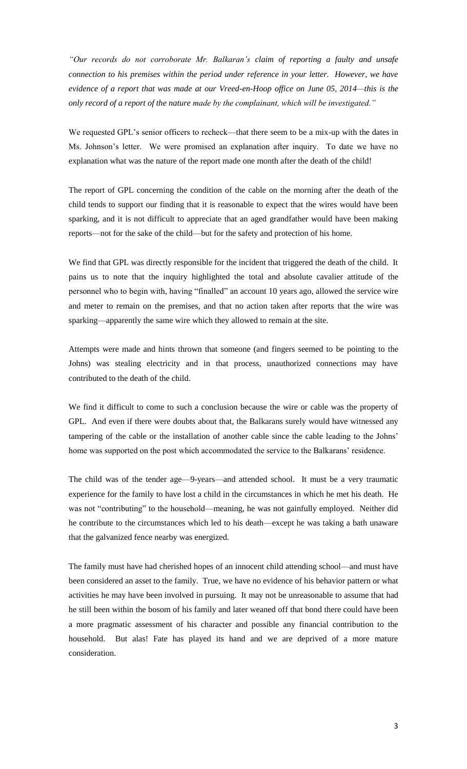*"Our records do not corroborate Mr. Balkaran's claim of reporting a faulty and unsafe connection to his premises within the period under reference in your letter. However, we have evidence of a report that was made at our Vreed-en-Hoop office on June 05, 2014—this is the only record of a report of the nature made by the complainant, which will be investigated."*

We requested GPL's senior officers to recheck—that there seem to be a mix-up with the dates in Ms. Johnson's letter. We were promised an explanation after inquiry. To date we have no explanation what was the nature of the report made one month after the death of the child!

The report of GPL concerning the condition of the cable on the morning after the death of the child tends to support our finding that it is reasonable to expect that the wires would have been sparking, and it is not difficult to appreciate that an aged grandfather would have been making reports—not for the sake of the child—but for the safety and protection of his home.

We find that GPL was directly responsible for the incident that triggered the death of the child. It pains us to note that the inquiry highlighted the total and absolute cavalier attitude of the personnel who to begin with, having "finalled" an account 10 years ago, allowed the service wire and meter to remain on the premises, and that no action taken after reports that the wire was sparking—apparently the same wire which they allowed to remain at the site.

Attempts were made and hints thrown that someone (and fingers seemed to be pointing to the Johns) was stealing electricity and in that process, unauthorized connections may have contributed to the death of the child.

We find it difficult to come to such a conclusion because the wire or cable was the property of GPL. And even if there were doubts about that, the Balkarans surely would have witnessed any tampering of the cable or the installation of another cable since the cable leading to the Johns' home was supported on the post which accommodated the service to the Balkarans' residence.

The child was of the tender age—9-years—and attended school. It must be a very traumatic experience for the family to have lost a child in the circumstances in which he met his death. He was not "contributing" to the household—meaning, he was not gainfully employed. Neither did he contribute to the circumstances which led to his death—except he was taking a bath unaware that the galvanized fence nearby was energized.

The family must have had cherished hopes of an innocent child attending school—and must have been considered an asset to the family. True, we have no evidence of his behavior pattern or what activities he may have been involved in pursuing. It may not be unreasonable to assume that had he still been within the bosom of his family and later weaned off that bond there could have been a more pragmatic assessment of his character and possible any financial contribution to the household. But alas! Fate has played its hand and we are deprived of a more mature consideration.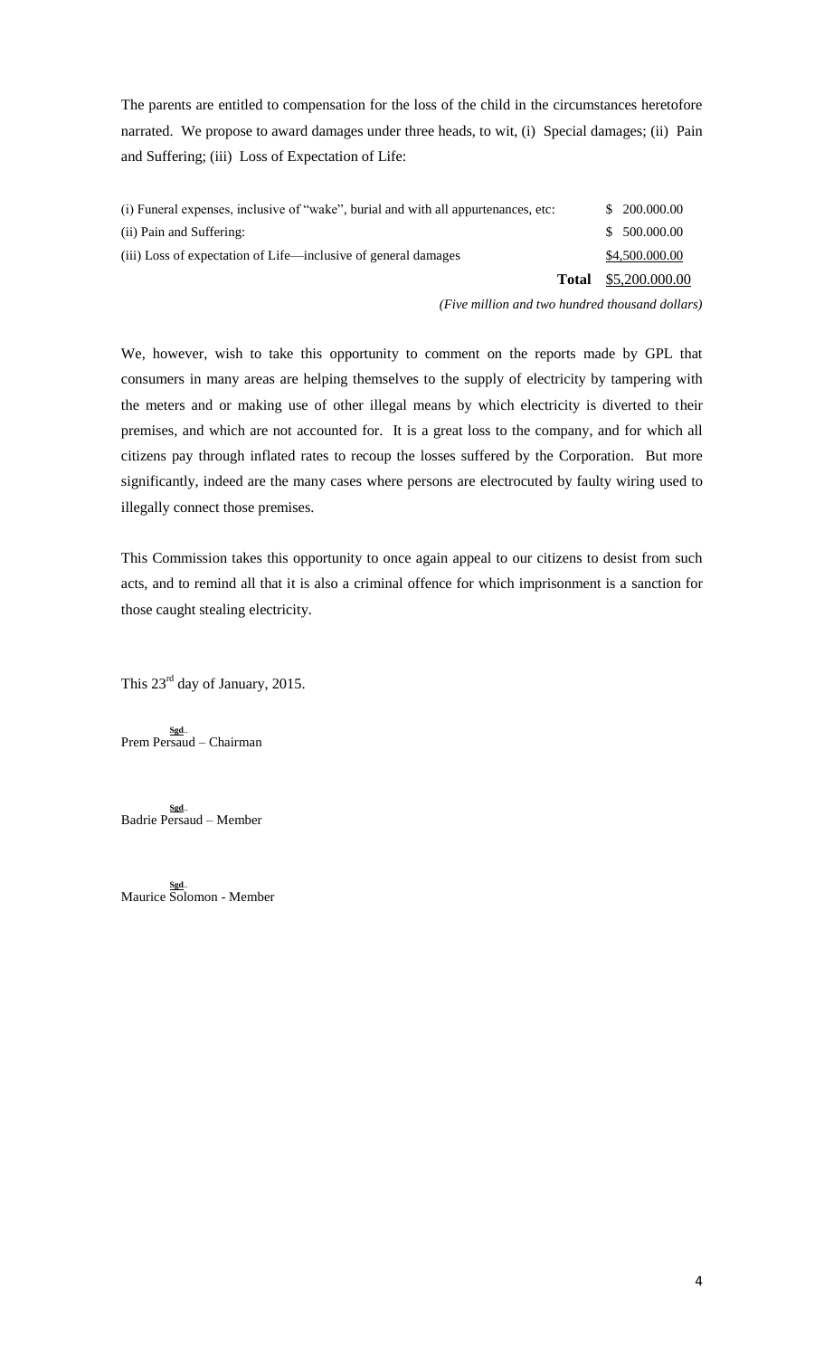The parents are entitled to compensation for the loss of the child in the circumstances heretofore narrated. We propose to award damages under three heads, to wit, (i) Special damages; (ii) Pain and Suffering; (iii) Loss of Expectation of Life:

| | |
|---|---|
| (i) Funeral expenses, inclusive of "wake", burial and with all appurtenances, etc: | $ 200.000.00 |
| (ii) Pain and Suffering: | $ 500.000.00 |
| (iii) Loss of expectation of Life—inclusive of general damages | $4,500.000.00 |
| **Total** | $5,200.000.00 |

*(Five million and two hundred thousand dollars)*

We, however, wish to take this opportunity to comment on the reports made by GPL that consumers in many areas are helping themselves to the supply of electricity by tampering with the meters and or making use of other illegal means by which electricity is diverted to their premises, and which are not accounted for. It is a great loss to the company, and for which all citizens pay through inflated rates to recoup the losses suffered by the Corporation. But more significantly, indeed are the many cases where persons are electrocuted by faulty wiring used to illegally connect those premises.

This Commission takes this opportunity to once again appeal to our citizens to desist from such acts, and to remind all that it is also a criminal offence for which imprisonment is a sanction for those caught stealing electricity.

This 23rd day of January, 2015.

Sgd.
Prem Persaud – Chairman

Sgd.
Badrie Persaud – Member

Sgd.
Maurice Solomon - Member